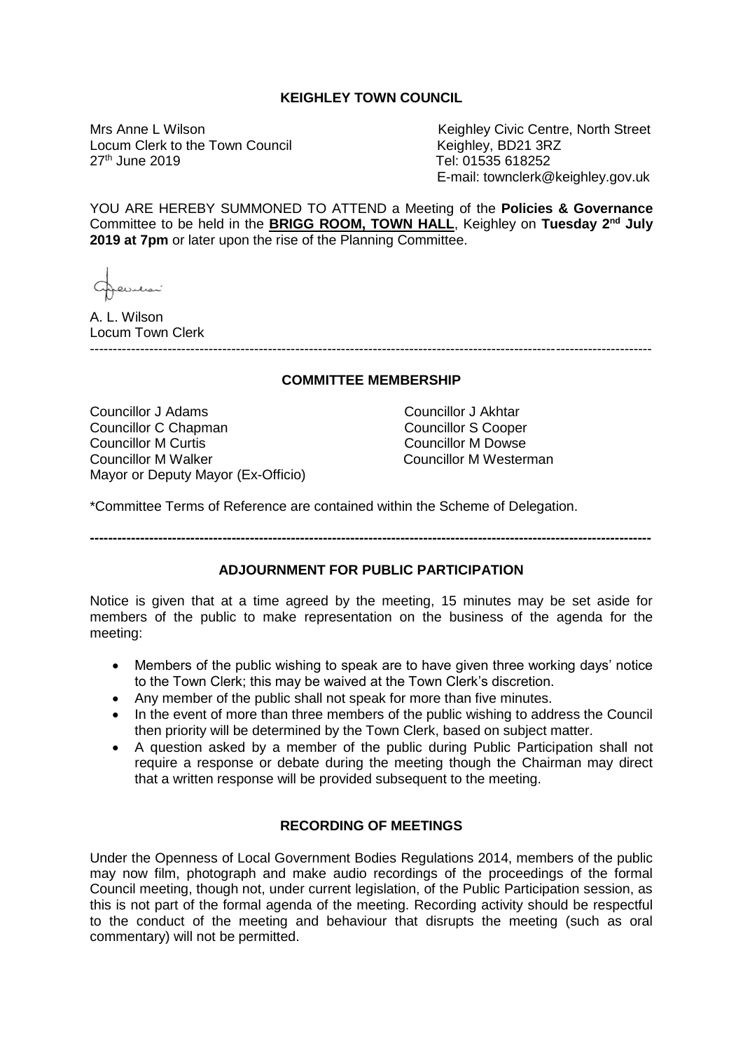**KEIGHLEY TOWN COUNCIL**

Mrs Anne L Wilson
Locum Clerk to the Town Council
27th June 2019

Keighley Civic Centre, North Street
Keighley, BD21 3RZ
Tel: 01535 618252
E-mail: townclerk@keighley.gov.uk

YOU ARE HEREBY SUMMONED TO ATTEND a Meeting of the **Policies & Governance** Committee to be held in the **BRIGG ROOM, TOWN HALL**, Keighley on **Tuesday 2nd July 2019 at 7pm** or later upon the rise of the Planning Committee.

A. L. Wilson
Locum Town Clerk

---

**COMMITTEE MEMBERSHIP**

| | |
|---|---|
| Councillor J Adams | Councillor J Akhtar |
| Councillor C Chapman | Councillor S Cooper |
| Councillor M Curtis | Councillor M Dowse |
| Councillor M Walker | Councillor M Westerman |
| Mayor or Deputy Mayor (Ex-Officio) | |

*Committee Terms of Reference are contained within the Scheme of Delegation.

---

**ADJOURNMENT FOR PUBLIC PARTICIPATION**

Notice is given that at a time agreed by the meeting, 15 minutes may be set aside for members of the public to make representation on the business of the agenda for the meeting:

- Members of the public wishing to speak are to have given three working days' notice to the Town Clerk; this may be waived at the Town Clerk's discretion.
- Any member of the public shall not speak for more than five minutes.
- In the event of more than three members of the public wishing to address the Council then priority will be determined by the Town Clerk, based on subject matter.
- A question asked by a member of the public during Public Participation shall not require a response or debate during the meeting though the Chairman may direct that a written response will be provided subsequent to the meeting.

**RECORDING OF MEETINGS**

Under the Openness of Local Government Bodies Regulations 2014, members of the public may now film, photograph and make audio recordings of the proceedings of the formal Council meeting, though not, under current legislation, of the Public Participation session, as this is not part of the formal agenda of the meeting. Recording activity should be respectful to the conduct of the meeting and behaviour that disrupts the meeting (such as oral commentary) will not be permitted.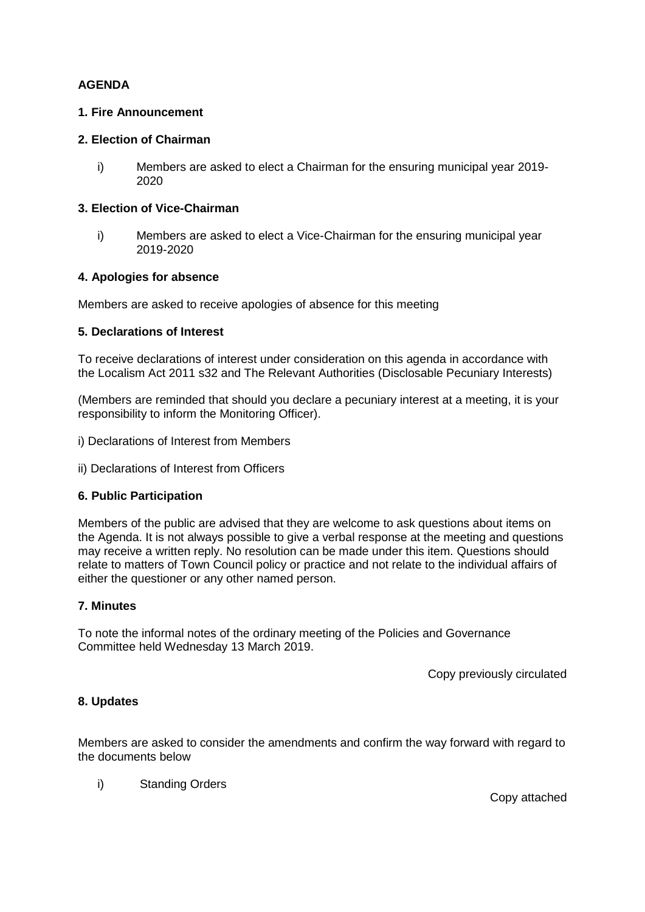**AGENDA**

**1. Fire Announcement**

**2. Election of Chairman**

i) Members are asked to elect a Chairman for the ensuring municipal year 2019-2020

**3. Election of Vice-Chairman**

i) Members are asked to elect a Vice-Chairman for the ensuring municipal year 2019-2020

**4. Apologies for absence**

Members are asked to receive apologies of absence for this meeting

**5. Declarations of Interest**

To receive declarations of interest under consideration on this agenda in accordance with the Localism Act 2011 s32 and The Relevant Authorities (Disclosable Pecuniary Interests)

(Members are reminded that should you declare a pecuniary interest at a meeting, it is your responsibility to inform the Monitoring Officer).

i) Declarations of Interest from Members

ii) Declarations of Interest from Officers

**6. Public Participation**

Members of the public are advised that they are welcome to ask questions about items on the Agenda. It is not always possible to give a verbal response at the meeting and questions may receive a written reply. No resolution can be made under this item. Questions should relate to matters of Town Council policy or practice and not relate to the individual affairs of either the questioner or any other named person.

**7. Minutes**

To note the informal notes of the ordinary meeting of the Policies and Governance Committee held Wednesday 13 March 2019.

Copy previously circulated

**8. Updates**

Members are asked to consider the amendments and confirm the way forward with regard to the documents below

i) Standing Orders

Copy attached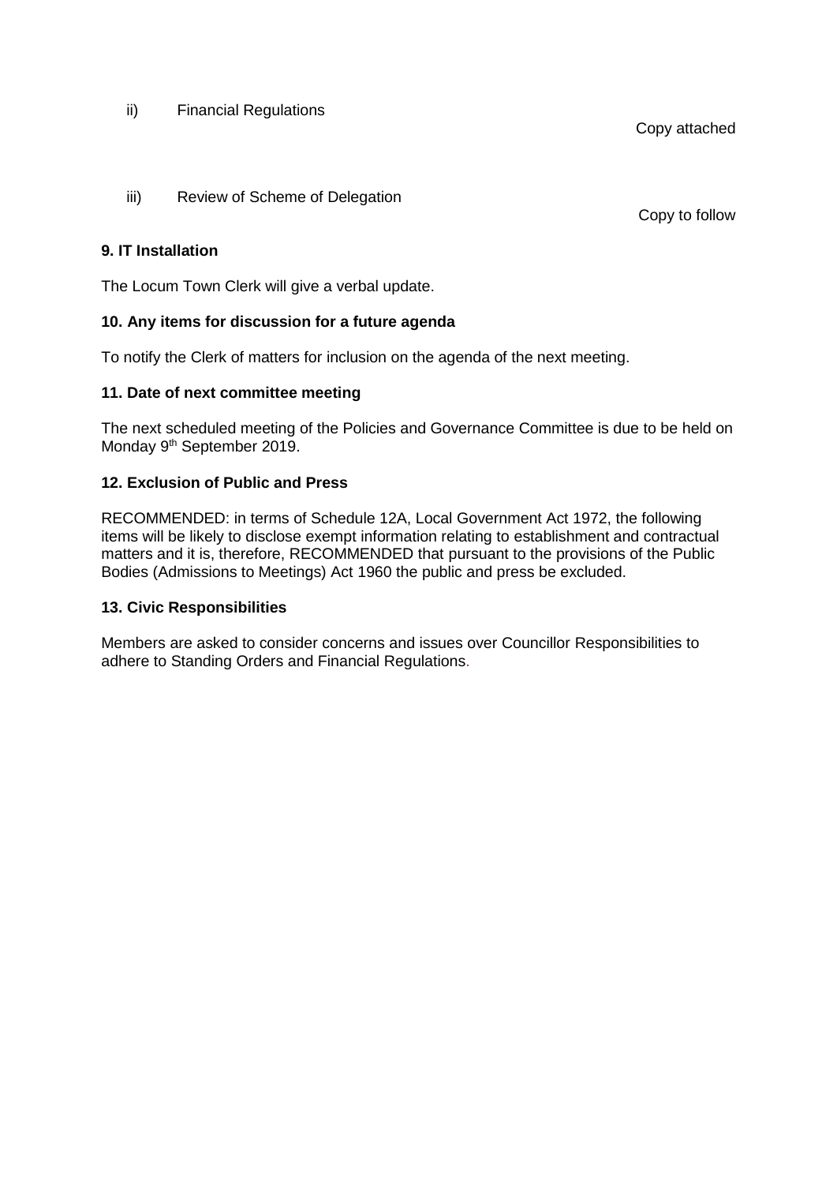ii) Financial Regulations

Copy attached

iii) Review of Scheme of Delegation

Copy to follow

**9. IT Installation**

The Locum Town Clerk will give a verbal update.

**10. Any items for discussion for a future agenda**

To notify the Clerk of matters for inclusion on the agenda of the next meeting.

**11. Date of next committee meeting**

The next scheduled meeting of the Policies and Governance Committee is due to be held on Monday 9th September 2019.

**12. Exclusion of Public and Press**

RECOMMENDED: in terms of Schedule 12A, Local Government Act 1972, the following items will be likely to disclose exempt information relating to establishment and contractual matters and it is, therefore, RECOMMENDED that pursuant to the provisions of the Public Bodies (Admissions to Meetings) Act 1960 the public and press be excluded.

**13. Civic Responsibilities**

Members are asked to consider concerns and issues over Councillor Responsibilities to adhere to Standing Orders and Financial Regulations.